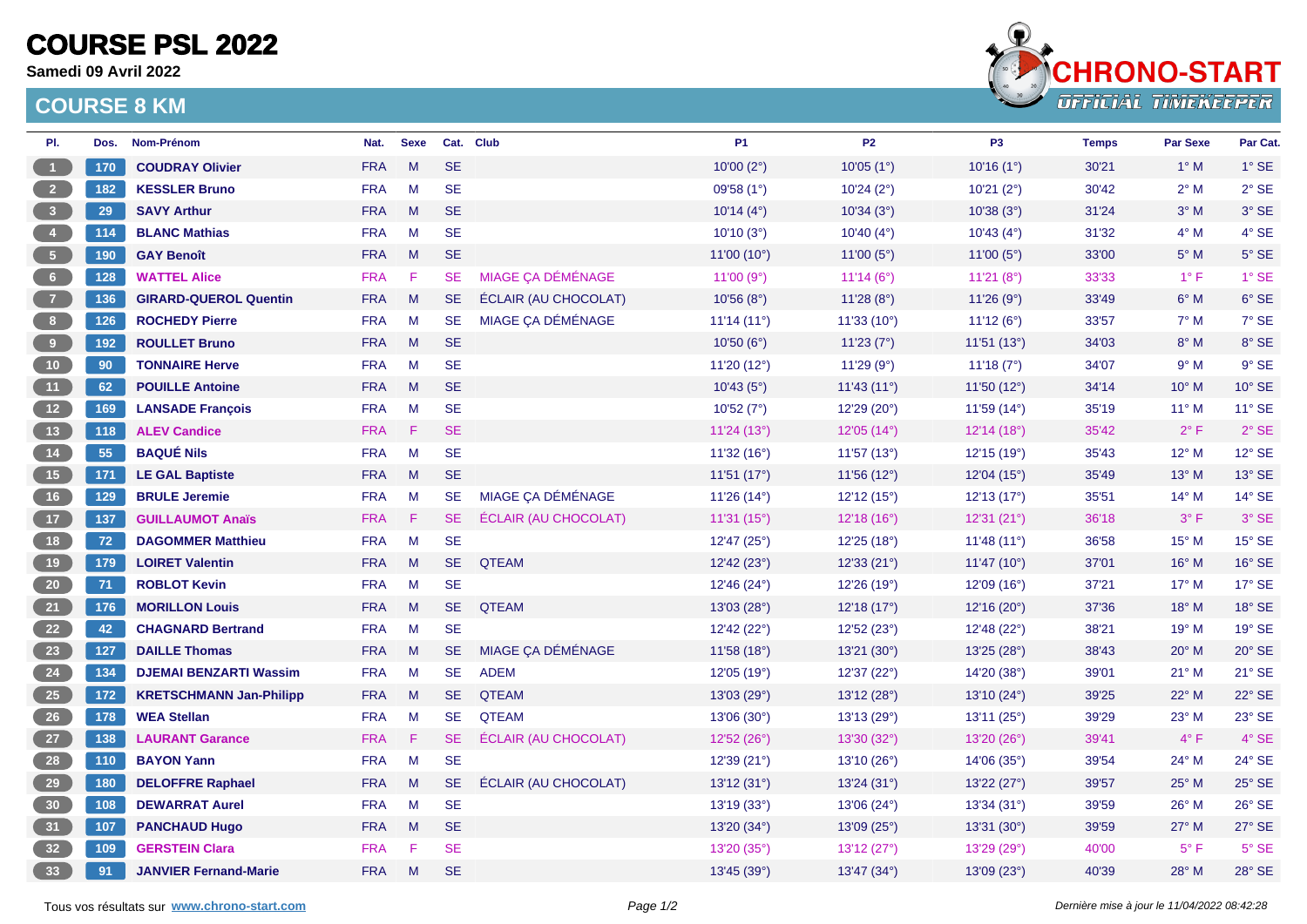# COURSE PSL 2022

**Samedi 09 Avril 2022**

## COURSE 8 KM

| Pl. | Dos. | Nom-Prénom | Nat. | Sexe | Cat. | Club | P1 | P2 | P3 | Temps | Par Sexe | Par Cat. |
|---|---|---|---|---|---|---|---|---|---|---|---|---|
| 1 | 170 | **COUDRAY Olivier** | FRA | M | SE | | 10'00 (2°) | 10'05 (1°) | 10'16 (1°) | 30'21 | 1° M | 1° SE |
| 2 | 182 | **KESSLER Bruno** | FRA | M | SE | | 09'58 (1°) | 10'24 (2°) | 10'21 (2°) | 30'42 | 2° M | 2° SE |
| 3 | 29 | **SAVY Arthur** | FRA | M | SE | | 10'14 (4°) | 10'34 (3°) | 10'38 (3°) | 31'24 | 3° M | 3° SE |
| 4 | 114 | **BLANC Mathias** | FRA | M | SE | | 10'10 (3°) | 10'40 (4°) | 10'43 (4°) | 31'32 | 4° M | 4° SE |
| 5 | 190 | **GAY Benoît** | FRA | M | SE | | 11'00 (10°) | 11'00 (5°) | 11'00 (5°) | 33'00 | 5° M | 5° SE |
| 6 | 128 | **WATTEL Alice** | FRA | F | SE | MIAGE ÇA DÉMÉNAGE | 11'00 (9°) | 11'14 (6°) | 11'21 (8°) | 33'33 | 1° F | 1° SE |
| 7 | 136 | **GIRARD-QUEROL Quentin** | FRA | M | SE | ÉCLAIR (AU CHOCOLAT) | 10'56 (8°) | 11'28 (8°) | 11'26 (9°) | 33'49 | 6° M | 6° SE |
| 8 | 126 | **ROCHEDY Pierre** | FRA | M | SE | MIAGE ÇA DÉMÉNAGE | 11'14 (11°) | 11'33 (10°) | 11'12 (6°) | 33'57 | 7° M | 7° SE |
| 9 | 192 | **ROULLET Bruno** | FRA | M | SE | | 10'50 (6°) | 11'23 (7°) | 11'51 (13°) | 34'03 | 8° M | 8° SE |
| 10 | 90 | **TONNAIRE Herve** | FRA | M | SE | | 11'20 (12°) | 11'29 (9°) | 11'18 (7°) | 34'07 | 9° M | 9° SE |
| 11 | 62 | **POUILLE Antoine** | FRA | M | SE | | 10'43 (5°) | 11'43 (11°) | 11'50 (12°) | 34'14 | 10° M | 10° SE |
| 12 | 169 | **LANSADE François** | FRA | M | SE | | 10'52 (7°) | 12'29 (20°) | 11'59 (14°) | 35'19 | 11° M | 11° SE |
| 13 | 118 | **ALEV Candice** | FRA | F | SE | | 11'24 (13°) | 12'05 (14°) | 12'14 (18°) | 35'42 | 2° F | 2° SE |
| 14 | 55 | **BAQUÉ Nils** | FRA | M | SE | | 11'32 (16°) | 11'57 (13°) | 12'15 (19°) | 35'43 | 12° M | 12° SE |
| 15 | 171 | **LE GAL Baptiste** | FRA | M | SE | | 11'51 (17°) | 11'56 (12°) | 12'04 (15°) | 35'49 | 13° M | 13° SE |
| 16 | 129 | **BRULE Jeremie** | FRA | M | SE | MIAGE ÇA DÉMÉNAGE | 11'26 (14°) | 12'12 (15°) | 12'13 (17°) | 35'51 | 14° M | 14° SE |
| 17 | 137 | **GUILLAUMOT Anaïs** | FRA | F | SE | ÉCLAIR (AU CHOCOLAT) | 11'31 (15°) | 12'18 (16°) | 12'31 (21°) | 36'18 | 3° F | 3° SE |
| 18 | 72 | **DAGOMMER Matthieu** | FRA | M | SE | | 12'47 (25°) | 12'25 (18°) | 11'48 (11°) | 36'58 | 15° M | 15° SE |
| 19 | 179 | **LOIRET Valentin** | FRA | M | SE | QTEAM | 12'42 (23°) | 12'33 (21°) | 11'47 (10°) | 37'01 | 16° M | 16° SE |
| 20 | 71 | **ROBLOT Kevin** | FRA | M | SE | | 12'46 (24°) | 12'26 (19°) | 12'09 (16°) | 37'21 | 17° M | 17° SE |
| 21 | 176 | **MORILLON Louis** | FRA | M | SE | QTEAM | 13'03 (28°) | 12'18 (17°) | 12'16 (20°) | 37'36 | 18° M | 18° SE |
| 22 | 42 | **CHAGNARD Bertrand** | FRA | M | SE | | 12'42 (22°) | 12'52 (23°) | 12'48 (22°) | 38'21 | 19° M | 19° SE |
| 23 | 127 | **DAILLE Thomas** | FRA | M | SE | MIAGE ÇA DÉMÉNAGE | 11'58 (18°) | 13'21 (30°) | 13'25 (28°) | 38'43 | 20° M | 20° SE |
| 24 | 134 | **DJEMAI BENZARTI Wassim** | FRA | M | SE | ADEM | 12'05 (19°) | 12'37 (22°) | 14'20 (38°) | 39'01 | 21° M | 21° SE |
| 25 | 172 | **KRETSCHMANN Jan-Philipp** | FRA | M | SE | QTEAM | 13'03 (29°) | 13'12 (28°) | 13'10 (24°) | 39'25 | 22° M | 22° SE |
| 26 | 178 | **WEA Stellan** | FRA | M | SE | QTEAM | 13'06 (30°) | 13'13 (29°) | 13'11 (25°) | 39'29 | 23° M | 23° SE |
| 27 | 138 | **LAURANT Garance** | FRA | F | SE | ÉCLAIR (AU CHOCOLAT) | 12'52 (26°) | 13'30 (32°) | 13'20 (26°) | 39'41 | 4° F | 4° SE |
| 28 | 110 | **BAYON Yann** | FRA | M | SE | | 12'39 (21°) | 13'10 (26°) | 14'06 (35°) | 39'54 | 24° M | 24° SE |
| 29 | 180 | **DELOFFRE Raphael** | FRA | M | SE | ÉCLAIR (AU CHOCOLAT) | 13'12 (31°) | 13'24 (31°) | 13'22 (27°) | 39'57 | 25° M | 25° SE |
| 30 | 108 | **DEWARRAT Aurel** | FRA | M | SE | | 13'19 (33°) | 13'06 (24°) | 13'34 (31°) | 39'59 | 26° M | 26° SE |
| 31 | 107 | **PANCHAUD Hugo** | FRA | M | SE | | 13'20 (34°) | 13'09 (25°) | 13'31 (30°) | 39'59 | 27° M | 27° SE |
| 32 | 109 | **GERSTEIN Clara** | FRA | F | SE | | 13'20 (35°) | 13'12 (27°) | 13'29 (29°) | 40'00 | 5° F | 5° SE |
| 33 | 91 | **JANVIER Fernand-Marie** | FRA | M | SE | | 13'45 (39°) | 13'47 (34°) | 13'09 (23°) | 40'39 | 28° M | 28° SE |

Tous vos résultats sur **www.chrono-start.com**

*Dernière mise à jour le 11/04/2022 08:42:28*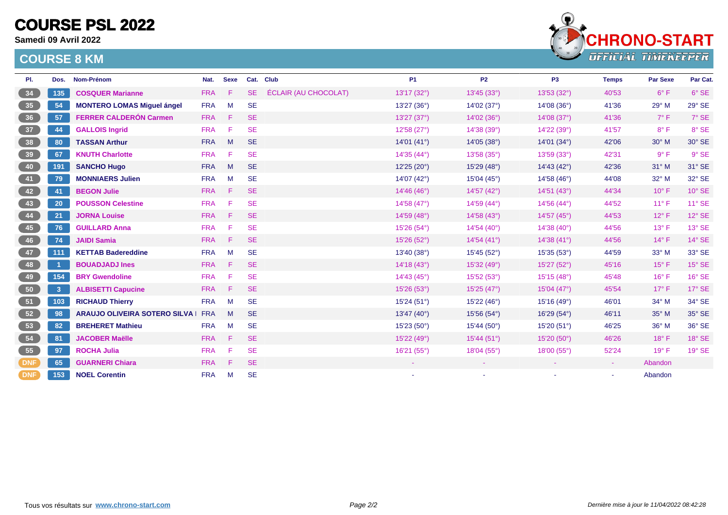# COURSE PSL 2022

**Samedi 09 Avril 2022**

## COURSE 8 KM

| Pl. | Dos. | Nom-Prénom | Nat. | Sexe | Cat. | Club | P1 | P2 | P3 | Temps | Par Sexe | Par Cat. |
|---|---|---|---|---|---|---|---|---|---|---|---|---|
| 34 | 135 | **COSQUER Marianne** | FRA | F | SE | ÉCLAIR (AU CHOCOLAT) | 13'17 (32°) | 13'45 (33°) | 13'53 (32°) | 40'53 | 6° F | 6° SE |
| 35 | 54 | **MONTERO LOMAS Miguel ángel** | FRA | M | SE | | 13'27 (36°) | 14'02 (37°) | 14'08 (36°) | 41'36 | 29° M | 29° SE |
| 36 | 57 | **FERRER CALDERÓN Carmen** | FRA | F | SE | | 13'27 (37°) | 14'02 (36°) | 14'08 (37°) | 41'36 | 7° F | 7° SE |
| 37 | 44 | **GALLOIS Ingrid** | FRA | F | SE | | 12'58 (27°) | 14'38 (39°) | 14'22 (39°) | 41'57 | 8° F | 8° SE |
| 38 | 80 | **TASSAN Arthur** | FRA | M | SE | | 14'01 (41°) | 14'05 (38°) | 14'01 (34°) | 42'06 | 30° M | 30° SE |
| 39 | 67 | **KNUTH Charlotte** | FRA | F | SE | | 14'35 (44°) | 13'58 (35°) | 13'59 (33°) | 42'31 | 9° F | 9° SE |
| 40 | 191 | **SANCHO Hugo** | FRA | M | SE | | 12'25 (20°) | 15'29 (48°) | 14'43 (42°) | 42'36 | 31° M | 31° SE |
| 41 | 79 | **MONNIAERS Julien** | FRA | M | SE | | 14'07 (42°) | 15'04 (45°) | 14'58 (46°) | 44'08 | 32° M | 32° SE |
| 42 | 41 | **BEGON Julie** | FRA | F | SE | | 14'46 (46°) | 14'57 (42°) | 14'51 (43°) | 44'34 | 10° F | 10° SE |
| 43 | 20 | **POUSSON Celestine** | FRA | F | SE | | 14'58 (47°) | 14'59 (44°) | 14'56 (44°) | 44'52 | 11° F | 11° SE |
| 44 | 21 | **JORNA Louise** | FRA | F | SE | | 14'59 (48°) | 14'58 (43°) | 14'57 (45°) | 44'53 | 12° F | 12° SE |
| 45 | 76 | **GUILLARD Anna** | FRA | F | SE | | 15'26 (54°) | 14'54 (40°) | 14'38 (40°) | 44'56 | 13° F | 13° SE |
| 46 | 74 | **JAIDI Samia** | FRA | F | SE | | 15'26 (52°) | 14'54 (41°) | 14'38 (41°) | 44'56 | 14° F | 14° SE |
| 47 | 111 | **KETTAB Badereddine** | FRA | M | SE | | 13'40 (38°) | 15'45 (52°) | 15'35 (53°) | 44'59 | 33° M | 33° SE |
| 48 | 1 | **BOUADJADJ Ines** | FRA | F | SE | | 14'18 (43°) | 15'32 (49°) | 15'27 (52°) | 45'16 | 15° F | 15° SE |
| 49 | 154 | **BRY Gwendoline** | FRA | F | SE | | 14'43 (45°) | 15'52 (53°) | 15'15 (48°) | 45'48 | 16° F | 16° SE |
| 50 | 3 | **ALBISETTI Capucine** | FRA | F | SE | | 15'26 (53°) | 15'25 (47°) | 15'04 (47°) | 45'54 | 17° F | 17° SE |
| 51 | 103 | **RICHAUD Thierry** | FRA | M | SE | | 15'24 (51°) | 15'22 (46°) | 15'16 (49°) | 46'01 | 34° M | 34° SE |
| 52 | 98 | **ARAUJO OLIVEIRA SOTERO SILVA I** | FRA | M | SE | | 13'47 (40°) | 15'56 (54°) | 16'29 (54°) | 46'11 | 35° M | 35° SE |
| 53 | 82 | **BREHERET Mathieu** | FRA | M | SE | | 15'23 (50°) | 15'44 (50°) | 15'20 (51°) | 46'25 | 36° M | 36° SE |
| 54 | 81 | **JACOBER Maëlle** | FRA | F | SE | | 15'22 (49°) | 15'44 (51°) | 15'20 (50°) | 46'26 | 18° F | 18° SE |
| 55 | 97 | **ROCHA Julia** | FRA | F | SE | | 16'21 (55°) | 18'04 (55°) | 18'00 (55°) | 52'24 | 19° F | 19° SE |
| DNF | 65 | **GUARNERI Chiara** | FRA | F | SE | | - | - | - | - | Abandon | |
| DNF | 153 | **NOEL Corentin** | FRA | M | SE | | - | - | - | - | Abandon | |

Tous vos résultats sur www.chrono-start.com

*Dernière mise à jour le 11/04/2022 08:42:28*